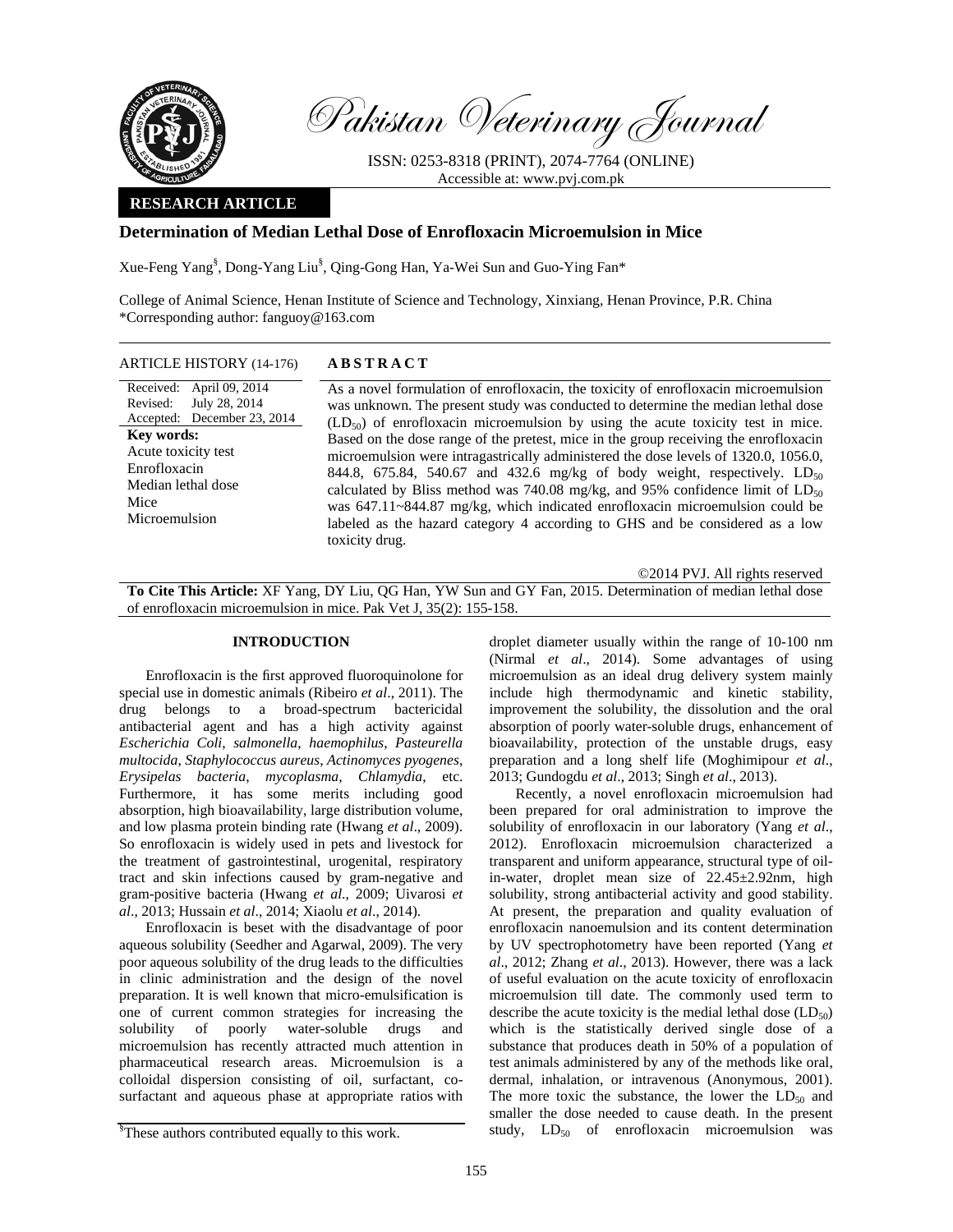# Pakistan Veterinary Journal

ISSN: 0253-8318 (PRINT), 2074-7764 (ONLINE)
Accessible at: www.pvj.com.pk

**RESEARCH ARTICLE**

## Determination of Median Lethal Dose of Enrofloxacin Microemulsion in Mice

Xue-Feng Yang[§], Dong-Yang Liu[§], Qing-Gong Han, Ya-Wei Sun and Guo-Ying Fan*

College of Animal Science, Henan Institute of Science and Technology, Xinxiang, Henan Province, P.R. China
*Corresponding author: fanguoy@163.com

**ARTICLE HISTORY** (14-176)

Received: April 09, 2014
Revised: July 28, 2014
Accepted: December 23, 2014

**Key words:**
Acute toxicity test
Enrofloxacin
Median lethal dose
Mice
Microemulsion

**ABSTRACT**

As a novel formulation of enrofloxacin, the toxicity of enrofloxacin microemulsion was unknown. The present study was conducted to determine the median lethal dose ($LD_{50}$) of enrofloxacin microemulsion by using the acute toxicity test in mice. Based on the dose range of the pretest, mice in the group receiving the enrofloxacin microemulsion were intragastrically administered the dose levels of 1320.0, 1056.0, 844.8, 675.84, 540.67 and 432.6 mg/kg of body weight, respectively. $LD_{50}$ calculated by Bliss method was 740.08 mg/kg, and 95% confidence limit of $LD_{50}$ was 647.11~844.87 mg/kg, which indicated enrofloxacin microemulsion could be labeled as the hazard category 4 according to GHS and be considered as a low toxicity drug.

©2014 PVJ. All rights reserved

**To Cite This Article:** XF Yang, DY Liu, QG Han, YW Sun and GY Fan, 2015. Determination of median lethal dose of enrofloxacin microemulsion in mice. Pak Vet J, 35(2): 155-158.

### INTRODUCTION

Enrofloxacin is the first approved fluoroquinolone for special use in domestic animals (Ribeiro *et al*., 2011). The drug belongs to a broad-spectrum bactericidal antibacterial agent and has a high activity against *Escherichia Coli*, *salmonella*, *haemophilus*, *Pasteurella multocida*, *Staphylococcus aureus*, *Actinomyces pyogenes*, *Erysipelas bacteria*, *mycoplasma*, *Chlamydia*, etc. Furthermore, it has some merits including good absorption, high bioavailability, large distribution volume, and low plasma protein binding rate (Hwang *et al*., 2009). So enrofloxacin is widely used in pets and livestock for the treatment of gastrointestinal, urogenital, respiratory tract and skin infections caused by gram-negative and gram-positive bacteria (Hwang *et al*., 2009; Uivarosi *et al*., 2013; Hussain *et al*., 2014; Xiaolu *et al*., 2014).

Enrofloxacin is beset with the disadvantage of poor aqueous solubility (Seedher and Agarwal, 2009). The very poor aqueous solubility of the drug leads to the difficulties in clinic administration and the design of the novel preparation. It is well known that micro-emulsification is one of current common strategies for increasing the solubility of poorly water-soluble drugs and microemulsion has recently attracted much attention in pharmaceutical research areas. Microemulsion is a colloidal dispersion consisting of oil, surfactant, co-surfactant and aqueous phase at appropriate ratios with droplet diameter usually within the range of 10-100 nm (Nirmal *et al*., 2014). Some advantages of using microemulsion as an ideal drug delivery system mainly include high thermodynamic and kinetic stability, improvement the solubility, the dissolution and the oral absorption of poorly water-soluble drugs, enhancement of bioavailability, protection of the unstable drugs, easy preparation and a long shelf life (Moghimipour *et al*., 2013; Gundogdu *et al*., 2013; Singh *et al*., 2013).

Recently, a novel enrofloxacin microemulsion had been prepared for oral administration to improve the solubility of enrofloxacin in our laboratory (Yang *et al*., 2012). Enrofloxacin microemulsion characterized a transparent and uniform appearance, structural type of oil-in-water, droplet mean size of 22.45±2.92nm, high solubility, strong antibacterial activity and good stability. At present, the preparation and quality evaluation of enrofloxacin nanoemulsion and its content determination by UV spectrophotometry have been reported (Yang *et al*., 2012; Zhang *et al*., 2013). However, there was a lack of useful evaluation on the acute toxicity of enrofloxacin microemulsion till date. The commonly used term to describe the acute toxicity is the medial lethal dose ($LD_{50}$) which is the statistically derived single dose of a substance that produces death in 50% of a population of test animals administered by any of the methods like oral, dermal, inhalation, or intravenous (Anonymous, 2001). The more toxic the substance, the lower the $LD_{50}$ and smaller the dose needed to cause death. In the present study, $LD_{50}$ of enrofloxacin microemulsion was

[§]These authors contributed equally to this work.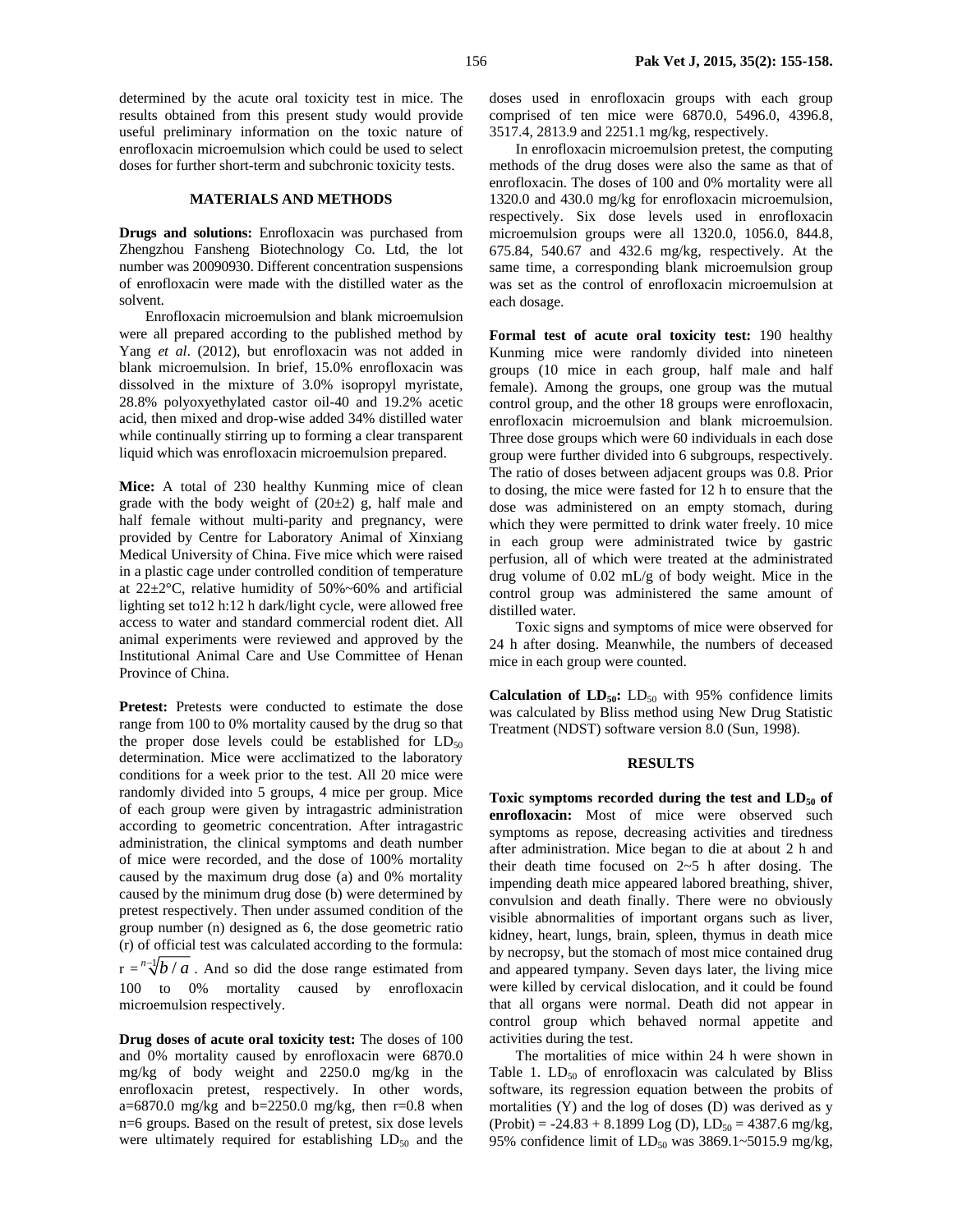determined by the acute oral toxicity test in mice. The results obtained from this present study would provide useful preliminary information on the toxic nature of enrofloxacin microemulsion which could be used to select doses for further short-term and subchronic toxicity tests.

## MATERIALS AND METHODS

**Drugs and solutions:** Enrofloxacin was purchased from Zhengzhou Fansheng Biotechnology Co. Ltd, the lot number was 20090930. Different concentration suspensions of enrofloxacin were made with the distilled water as the solvent.

Enrofloxacin microemulsion and blank microemulsion were all prepared according to the published method by Yang *et al*. (2012), but enrofloxacin was not added in blank microemulsion. In brief, 15.0% enrofloxacin was dissolved in the mixture of 3.0% isopropyl myristate, 28.8% polyoxyethylated castor oil-40 and 19.2% acetic acid, then mixed and drop-wise added 34% distilled water while continually stirring up to forming a clear transparent liquid which was enrofloxacin microemulsion prepared.

**Mice:** A total of 230 healthy Kunming mice of clean grade with the body weight of (20±2) g, half male and half female without multi-parity and pregnancy, were provided by Centre for Laboratory Animal of Xinxiang Medical University of China. Five mice which were raised in a plastic cage under controlled condition of temperature at 22±2°C, relative humidity of 50%~60% and artificial lighting set to12 h:12 h dark/light cycle, were allowed free access to water and standard commercial rodent diet. All animal experiments were reviewed and approved by the Institutional Animal Care and Use Committee of Henan Province of China.

**Pretest:** Pretests were conducted to estimate the dose range from 100 to 0% mortality caused by the drug so that the proper dose levels could be established for $LD_{50}$ determination. Mice were acclimatized to the laboratory conditions for a week prior to the test. All 20 mice were randomly divided into 5 groups, 4 mice per group. Mice of each group were given by intragastric administration according to geometric concentration. After intragastric administration, the clinical symptoms and death number of mice were recorded, and the dose of 100% mortality caused by the maximum drug dose (a) and 0% mortality caused by the minimum drug dose (b) were determined by pretest respectively. Then under assumed condition of the group number (n) designed as 6, the dose geometric ratio (r) of official test was calculated according to the formula: $r = \sqrt[n-1]{b/a}$ . And so did the dose range estimated from 100 to 0% mortality caused by enrofloxacin microemulsion respectively.

**Drug doses of acute oral toxicity test:** The doses of 100 and 0% mortality caused by enrofloxacin were 6870.0 mg/kg of body weight and 2250.0 mg/kg in the enrofloxacin pretest, respectively. In other words, a=6870.0 mg/kg and b=2250.0 mg/kg, then r=0.8 when n=6 groups. Based on the result of pretest, six dose levels were ultimately required for establishing $LD_{50}$ and the doses used in enrofloxacin groups with each group comprised of ten mice were 6870.0, 5496.0, 4396.8, 3517.4, 2813.9 and 2251.1 mg/kg, respectively.

In enrofloxacin microemulsion pretest, the computing methods of the drug doses were also the same as that of enrofloxacin. The doses of 100 and 0% mortality were all 1320.0 and 430.0 mg/kg for enrofloxacin microemulsion, respectively. Six dose levels used in enrofloxacin microemulsion groups were all 1320.0, 1056.0, 844.8, 675.84, 540.67 and 432.6 mg/kg, respectively. At the same time, a corresponding blank microemulsion group was set as the control of enrofloxacin microemulsion at each dosage.

**Formal test of acute oral toxicity test:** 190 healthy Kunming mice were randomly divided into nineteen groups (10 mice in each group, half male and half female). Among the groups, one group was the mutual control group, and the other 18 groups were enrofloxacin, enrofloxacin microemulsion and blank microemulsion. Three dose groups which were 60 individuals in each dose group were further divided into 6 subgroups, respectively. The ratio of doses between adjacent groups was 0.8. Prior to dosing, the mice were fasted for 12 h to ensure that the dose was administered on an empty stomach, during which they were permitted to drink water freely. 10 mice in each group were administrated twice by gastric perfusion, all of which were treated at the administrated drug volume of 0.02 mL/g of body weight. Mice in the control group was administered the same amount of distilled water.

Toxic signs and symptoms of mice were observed for 24 h after dosing. Meanwhile, the numbers of deceased mice in each group were counted.

**Calculation of $LD_{50}$:** $LD_{50}$ with 95% confidence limits was calculated by Bliss method using New Drug Statistic Treatment (NDST) software version 8.0 (Sun, 1998).

## RESULTS

**Toxic symptoms recorded during the test and $LD_{50}$ of enrofloxacin:** Most of mice were observed such symptoms as repose, decreasing activities and tiredness after administration. Mice began to die at about 2 h and their death time focused on 2~5 h after dosing. The impending death mice appeared labored breathing, shiver, convulsion and death finally. There were no obviously visible abnormalities of important organs such as liver, kidney, heart, lungs, brain, spleen, thymus in death mice by necropsy, but the stomach of most mice contained drug and appeared tympany. Seven days later, the living mice were killed by cervical dislocation, and it could be found that all organs were normal. Death did not appear in control group which behaved normal appetite and activities during the test.

The mortalities of mice within 24 h were shown in Table 1. $LD_{50}$ of enrofloxacin was calculated by Bliss software, its regression equation between the probits of mortalities (Y) and the log of doses (D) was derived as y (Probit) = -24.83 + 8.1899 Log (D), $LD_{50}$ = 4387.6 mg/kg, 95% confidence limit of $LD_{50}$ was 3869.1~5015.9 mg/kg,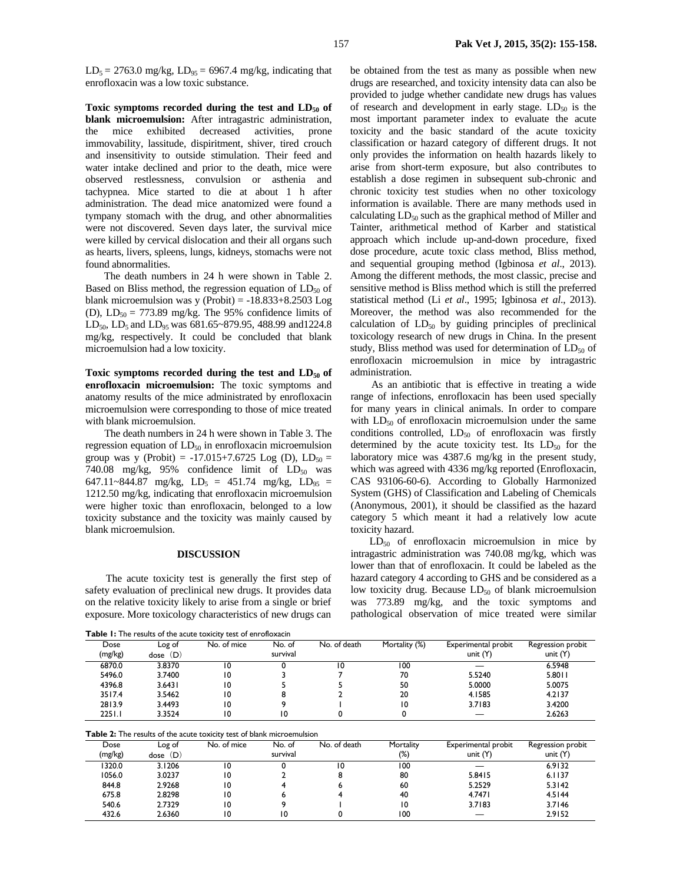$LD_5$ = 2763.0 mg/kg, $LD_{95}$ = 6967.4 mg/kg, indicating that enrofloxacin was a low toxic substance.

**Toxic symptoms recorded during the test and $LD_{50}$ of blank microemulsion:** After intragastric administration, the mice exhibited decreased activities, prone immovability, lassitude, dispiritment, shiver, tired crouch and insensitivity to outside stimulation. Their feed and water intake declined and prior to the death, mice were observed restlessness, convulsion or asthenia and tachypnea. Mice started to die at about 1 h after administration. The dead mice anatomized were found a tympany stomach with the drug, and other abnormalities were not discovered. Seven days later, the survival mice were killed by cervical dislocation and their all organs such as hearts, livers, spleens, lungs, kidneys, stomachs were not found abnormalities.

The death numbers in 24 h were shown in Table 2. Based on Bliss method, the regression equation of $LD_{50}$ of blank microemulsion was y (Probit) = -18.833+8.2503 Log (D), $LD_{50}$ = 773.89 mg/kg. The 95% confidence limits of $LD_{50}$, $LD_5$ and $LD_{95}$ was 681.65~879.95, 488.99 and1224.8 mg/kg, respectively. It could be concluded that blank microemulsion had a low toxicity.

**Toxic symptoms recorded during the test and $LD_{50}$ of enrofloxacin microemulsion:** The toxic symptoms and anatomy results of the mice administrated by enrofloxacin microemulsion were corresponding to those of mice treated with blank microemulsion.

The death numbers in 24 h were shown in Table 3. The regression equation of $LD_{50}$ in enrofloxacin microemulsion group was y (Probit) = -17.015+7.6725 Log (D), $LD_{50}$ = 740.08 mg/kg, 95% confidence limit of $LD_{50}$ was 647.11~844.87 mg/kg, $LD_5$ = 451.74 mg/kg, $LD_{95}$ = 1212.50 mg/kg, indicating that enrofloxacin microemulsion were higher toxic than enrofloxacin, belonged to a low toxicity substance and the toxicity was mainly caused by blank microemulsion.

## DISCUSSION

The acute toxicity test is generally the first step of safety evaluation of preclinical new drugs. It provides data on the relative toxicity likely to arise from a single or brief exposure. More toxicology characteristics of new drugs can be obtained from the test as many as possible when new drugs are researched, and toxicity intensity data can also be provided to judge whether candidate new drugs has values of research and development in early stage. $LD_{50}$ is the most important parameter index to evaluate the acute toxicity and the basic standard of the acute toxicity classification or hazard category of different drugs. It not only provides the information on health hazards likely to arise from short-term exposure, but also contributes to establish a dose regimen in subsequent sub-chronic and chronic toxicity test studies when no other toxicology information is available. There are many methods used in calculating $LD_{50}$ such as the graphical method of Miller and Tainter, arithmetical method of Karber and statistical approach which include up-and-down procedure, fixed dose procedure, acute toxic class method, Bliss method, and sequential grouping method (Igbinosa *et al*., 2013). Among the different methods, the most classic, precise and sensitive method is Bliss method which is still the preferred statistical method (Li *et al*., 1995; Igbinosa *et al*., 2013). Moreover, the method was also recommended for the calculation of $LD_{50}$ by guiding principles of preclinical toxicology research of new drugs in China. In the present study, Bliss method was used for determination of $LD_{50}$ of enrofloxacin microemulsion in mice by intragastric administration.

As an antibiotic that is effective in treating a wide range of infections, enrofloxacin has been used specially for many years in clinical animals. In order to compare with $LD_{50}$ of enrofloxacin microemulsion under the same conditions controlled, $LD_{50}$ of enrofloxacin was firstly determined by the acute toxicity test. Its $LD_{50}$ for the laboratory mice was 4387.6 mg/kg in the present study, which was agreed with 4336 mg/kg reported (Enrofloxacin, CAS 93106-60-6). According to Globally Harmonized System (GHS) of Classification and Labeling of Chemicals (Anonymous, 2001), it should be classified as the hazard category 5 which meant it had a relatively low acute toxicity hazard.

$LD_{50}$ of enrofloxacin microemulsion in mice by intragastric administration was 740.08 mg/kg, which was lower than that of enrofloxacin. It could be labeled as the hazard category 4 according to GHS and be considered as a low toxicity drug. Because $LD_{50}$ of blank microemulsion was 773.89 mg/kg, and the toxic symptoms and pathological observation of mice treated were similar

**Table 1:** The results of the acute toxicity test of enrofloxacin

| Dose (mg/kg) | Log of dose (D) | No. of mice | No. of survival | No. of death | Mortality (%) | Experimental probit unit (Y) | Regression probit unit (Y) |
|---|---|---|---|---|---|---|---|
| 6870.0 | 3.8370 | 10 | 0 | 10 | 100 | — | 6.5948 |
| 5496.0 | 3.7400 | 10 | 3 | 7 | 70 | 5.5240 | 5.8011 |
| 4396.8 | 3.6431 | 10 | 5 | 5 | 50 | 5.0000 | 5.0075 |
| 3517.4 | 3.5462 | 10 | 8 | 2 | 20 | 4.1585 | 4.2137 |
| 2813.9 | 3.4493 | 10 | 9 | 1 | 10 | 3.7183 | 3.4200 |
| 2251.1 | 3.3524 | 10 | 10 | 0 | 0 | — | 2.6263 |

**Table 2:** The results of the acute toxicity test of blank microemulsion

| Dose (mg/kg) | Log of dose (D) | No. of mice | No. of survival | No. of death | Mortality (%) | Experimental probit unit (Y) | Regression probit unit (Y) |
|---|---|---|---|---|---|---|---|
| 1320.0 | 3.1206 | 10 | 0 | 10 | 100 | — | 6.9132 |
| 1056.0 | 3.0237 | 10 | 2 | 8 | 80 | 5.8415 | 6.1137 |
| 844.8 | 2.9268 | 10 | 4 | 6 | 60 | 5.2529 | 5.3142 |
| 675.8 | 2.8298 | 10 | 6 | 4 | 40 | 4.7471 | 4.5144 |
| 540.6 | 2.7329 | 10 | 9 | 1 | 10 | 3.7183 | 3.7146 |
| 432.6 | 2.6360 | 10 | 10 | 0 | 100 | — | 2.9152 |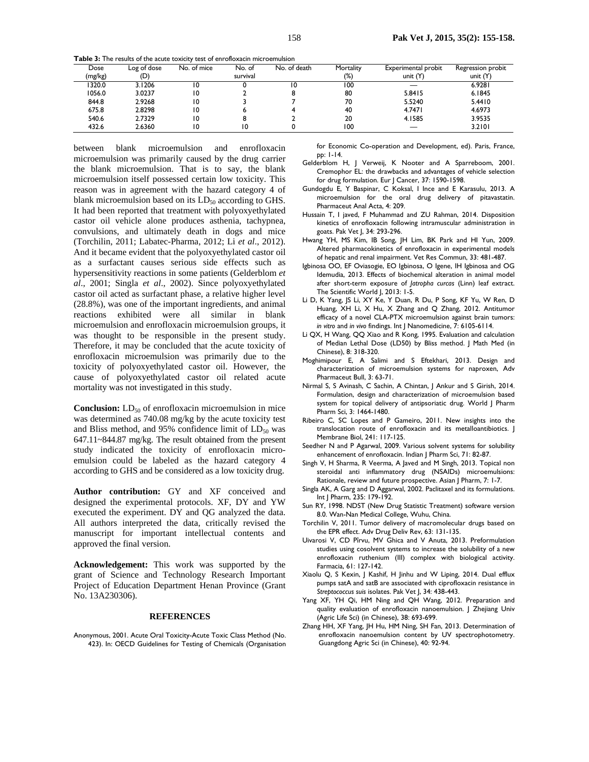**Table 3:** The results of the acute toxicity test of enrofloxacin microemulsion

| Dose (mg/kg) | Log of dose (D) | No. of mice | No. of survival | No. of death | Mortality (%) | Experimental probit unit (Y) | Regression probit unit (Y) |
|---|---|---|---|---|---|---|---|
| 1320.0 | 3.1206 | 10 | 0 | 10 | 100 | — | 6.9281 |
| 1056.0 | 3.0237 | 10 | 2 | 8 | 80 | 5.8415 | 6.1845 |
| 844.8 | 2.9268 | 10 | 3 | 7 | 70 | 5.5240 | 5.4410 |
| 675.8 | 2.8298 | 10 | 6 | 4 | 40 | 4.7471 | 4.6973 |
| 540.6 | 2.7329 | 10 | 8 | 2 | 20 | 4.1585 | 3.9535 |
| 432.6 | 2.6360 | 10 | 10 | 0 | 100 | — | 3.2101 |

between blank microemulsion and enrofloxacin microemulsion was primarily caused by the drug carrier the blank microemulsion. That is to say, the blank microemulsion itself possessed certain low toxicity. This reason was in agreement with the hazard category 4 of blank microemulsion based on its $LD_{50}$ according to GHS. It had been reported that treatment with polyoxyethylated castor oil vehicle alone produces asthenia, tachypnea, convulsions, and ultimately death in dogs and mice (Torchilin, 2011; Labatec-Pharma, 2012; Li *et al*., 2012). And it became evident that the polyoxyethylated castor oil as a surfactant causes serious side effects such as hypersensitivity reactions in some patients (Gelderblom *et al*., 2001; Singla *et al*., 2002). Since polyoxyethylated castor oil acted as surfactant phase, a relative higher level (28.8%), was one of the important ingredients, and animal reactions exhibited were all similar in blank microemulsion and enrofloxacin microemulsion groups, it was thought to be responsible in the present study. Therefore, it may be concluded that the acute toxicity of enrofloxacin microemulsion was primarily due to the toxicity of polyoxyethylated castor oil. However, the cause of polyoxyethylated castor oil related acute mortality was not investigated in this study.

**Conclusion:** $LD_{50}$ of enrofloxacin microemulsion in mice was determined as 740.08 mg/kg by the acute toxicity test and Bliss method, and 95% confidence limit of $LD_{50}$ was 647.11~844.87 mg/kg. The result obtained from the present study indicated the toxicity of enrofloxacin microemulsion could be labeled as the hazard category 4 according to GHS and be considered as a low toxicity drug.

**Author contribution:** GY and XF conceived and designed the experimental protocols. XF, DY and YW executed the experiment. DY and QG analyzed the data. All authors interpreted the data, critically revised the manuscript for important intellectual contents and approved the final version.

**Acknowledgement:** This work was supported by the grant of Science and Technology Research Important Project of Education Department Henan Province (Grant No. 13A230306).

## REFERENCES

Anonymous, 2001. Acute Oral Toxicity-Acute Toxic Class Method (No. 423). In: OECD Guidelines for Testing of Chemicals (Organisation for Economic Co-operation and Development, ed). Paris, France, pp: 1-14.

Gelderblom H, J Verweij, K Nooter and A Sparreboom, 2001. Cremophor EL: the drawbacks and advantages of vehicle selection for drug formulation. Eur J Cancer, 37: 1590-1598.

Gundogdu E, Y Baspinar, C Koksal, I Ince and E Karasulu, 2013. A microemulsion for the oral drug delivery of pitavastatin. Pharmaceut Anal Acta, 4: 209.

Hussain T, I javed, F Muhammad and ZU Rahman, 2014. Disposition kinetics of enrofloxacin following intramuscular administration in goats. Pak Vet J, 34: 293-296.

Hwang YH, MS Kim, IB Song, JH Lim, BK Park and HI Yun, 2009. Altered pharmacokinetics of enrofloxacin in experimental models of hepatic and renal impairment. Vet Res Commun, 33: 481-487.

Igbinosa OO, EF Oviasogie, EO Igbinosa, O Igene, IH Igbinosa and OG Idemudia, 2013. Effects of biochemical alteration in animal model after short-term exposure of *Jatropha curcas* (Linn) leaf extract. The Scientific World J, 2013: 1-5.

Li D, K Yang, JS Li, XY Ke, Y Duan, R Du, P Song, KF Yu, W Ren, D Huang, XH Li, X Hu, X Zhang and Q Zhang, 2012. Antitumor efficacy of a novel CLA-PTX microemulsion against brain tumors: *in vitro* and *in vivo* findings. Int J Nanomedicine, 7: 6105-6114.

Li QX, H Wang, QQ Xiao and R Kong, 1995. Evaluation and calculation of Median Lethal Dose (LD50) by Bliss method. J Math Med (in Chinese), 8: 318-320.

Moghimipour E, A Salimi and S Eftekhari, 2013. Design and characterization of microemulsion systems for naproxen, Adv Pharmaceut Bull, 3: 63-71.

Nirmal S, S Avinash, C Sachin, A Chintan, J Ankur and S Girish, 2014. Formulation, design and characterization of microemulsion based system for topical delivery of antipsoriatic drug. World J Pharm Pharm Sci, 3: 1464-1480.

Ribeiro C, SC Lopes and P Gameiro, 2011. New insights into the translocation route of enrofloxacin and its metalloantibiotics. J Membrane Biol, 241: 117-125.

Seedher N and P Agarwal, 2009. Various solvent systems for solubility enhancement of enrofloxacin. Indian J Pharm Sci, 71: 82-87.

Singh V, H Sharma, R Veerma, A Javed and M Singh, 2013. Topical non steroidal anti inflammatory drug (NSAIDs) microemulsions: Rationale, review and future prospective. Asian J Pharm, 7: 1-7.

Singla AK, A Garg and D Aggarwal, 2002. Paclitaxel and its formulations. Int J Pharm, 235: 179-192.

Sun RY, 1998. NDST (New Drug Statistic Treatment) software version 8.0. Wan-Nan Medical College, Wuhu, China.

Torchilin V, 2011. Tumor delivery of macromolecular drugs based on the EPR effect. Adv Drug Deliv Rev, 63: 131-135.

Uivarosi V, CD Pîrvu, MV Ghica and V Anuta, 2013. Preformulation studies using cosolvent systems to increase the solubility of a new enrofloxacin ruthenium (III) complex with biological activity. Farmacia, 61: 127-142.

Xiaolu Q, S Kexin, J Kashif, H Jinhu and W Liping, 2014. Dual efflux pumps satA and satB are associated with ciprofloxacin resistance in *Streptococcus suis* isolates. Pak Vet J, 34: 438-443.

Yang XF, YH Qi, HM Ning and QH Wang, 2012. Preparation and quality evaluation of enrofloxacin nanoemulsion. J Zhejiang Univ (Agric Life Sci) (in Chinese), 38: 693-699.

Zhang HH, XF Yang, JH Hu, HM Ning, SH Fan, 2013. Determination of enrofloxacin nanoemulsion content by UV spectrophotometry. Guangdong Agric Sci (in Chinese), 40: 92-94.